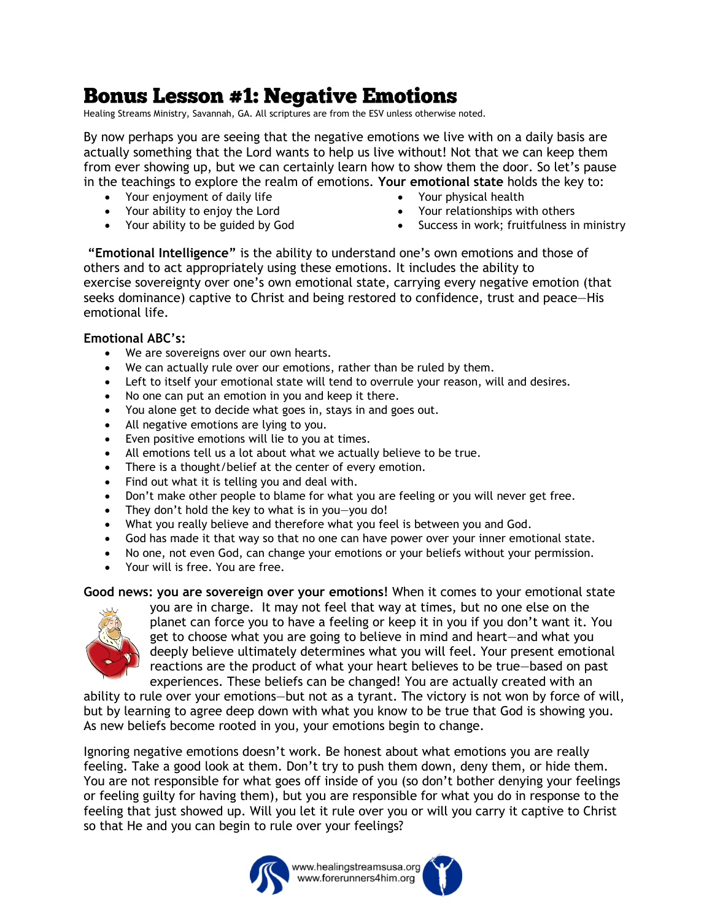# Bonus Lesson #1: Negative Emotions

Healing Streams Ministry, Savannah, GA. All scriptures are from the ESV unless otherwise noted.

By now perhaps you are seeing that the negative emotions we live with on a daily basis are actually something that the Lord wants to help us live without! Not that we can keep them from ever showing up, but we can certainly learn how to show them the door. So let's pause in the teachings to explore the realm of emotions. **Your emotional state** holds the key to:

- Your enjoyment of daily life
- Your ability to enjoy the Lord
- Your ability to be guided by God
- Your physical health
- Your relationships with others
- Success in work; fruitfulness in ministry

**"Emotional Intelligence"** is the ability to understand one's own emotions and those of others and to act appropriately using these emotions. It includes the ability to exercise sovereignty over one's own emotional state, carrying every negative emotion (that seeks dominance) captive to Christ and being restored to confidence, trust and peace—His emotional life.

**Emotional ABC's:**

- We are sovereigns over our own hearts.
- We can actually rule over our emotions, rather than be ruled by them.
- Left to itself your emotional state will tend to overrule your reason, will and desires.
- No one can put an emotion in you and keep it there.
- You alone get to decide what goes in, stays in and goes out.
- All negative emotions are lying to you.
- Even positive emotions will lie to you at times.
- All emotions tell us a lot about what we actually believe to be true.
- There is a thought/belief at the center of every emotion.
- Find out what it is telling you and deal with.
- Don't make other people to blame for what you are feeling or you will never get free.
- They don't hold the key to what is in you—you do!
- What you really believe and therefore what you feel is between you and God.
- God has made it that way so that no one can have power over your inner emotional state.
- No one, not even God, can change your emotions or your beliefs without your permission.
- Your will is free. You are free.

**Good news: you are sovereign over your emotions!** When it comes to your emotional state you are in charge. It may not feel that way at times, but no one else on the planet can force you to have a feeling or keep it in you if you don't want it. You get to choose what you are going to believe in mind and heart—and what you deeply believe ultimately determines what you will feel. Your present emotional reactions are the product of what your heart believes to be true—based on past experiences. These beliefs can be changed! You are actually created with an ability to rule over your emotions—but not as a tyrant. The victory is not won by force of will, but by learning to agree deep down with what you know to be true that God is showing you. As new beliefs become rooted in you, your emotions begin to change.

Ignoring negative emotions doesn't work. Be honest about what emotions you are really feeling. Take a good look at them. Don't try to push them down, deny them, or hide them. You are not responsible for what goes off inside of you (so don't bother denying your feelings or feeling guilty for having them), but you are responsible for what you do in response to the feeling that just showed up. Will you let it rule over you or will you carry it captive to Christ so that He and you can begin to rule over your feelings?

www.healingstreamsusa.org
www.forerunners4him.org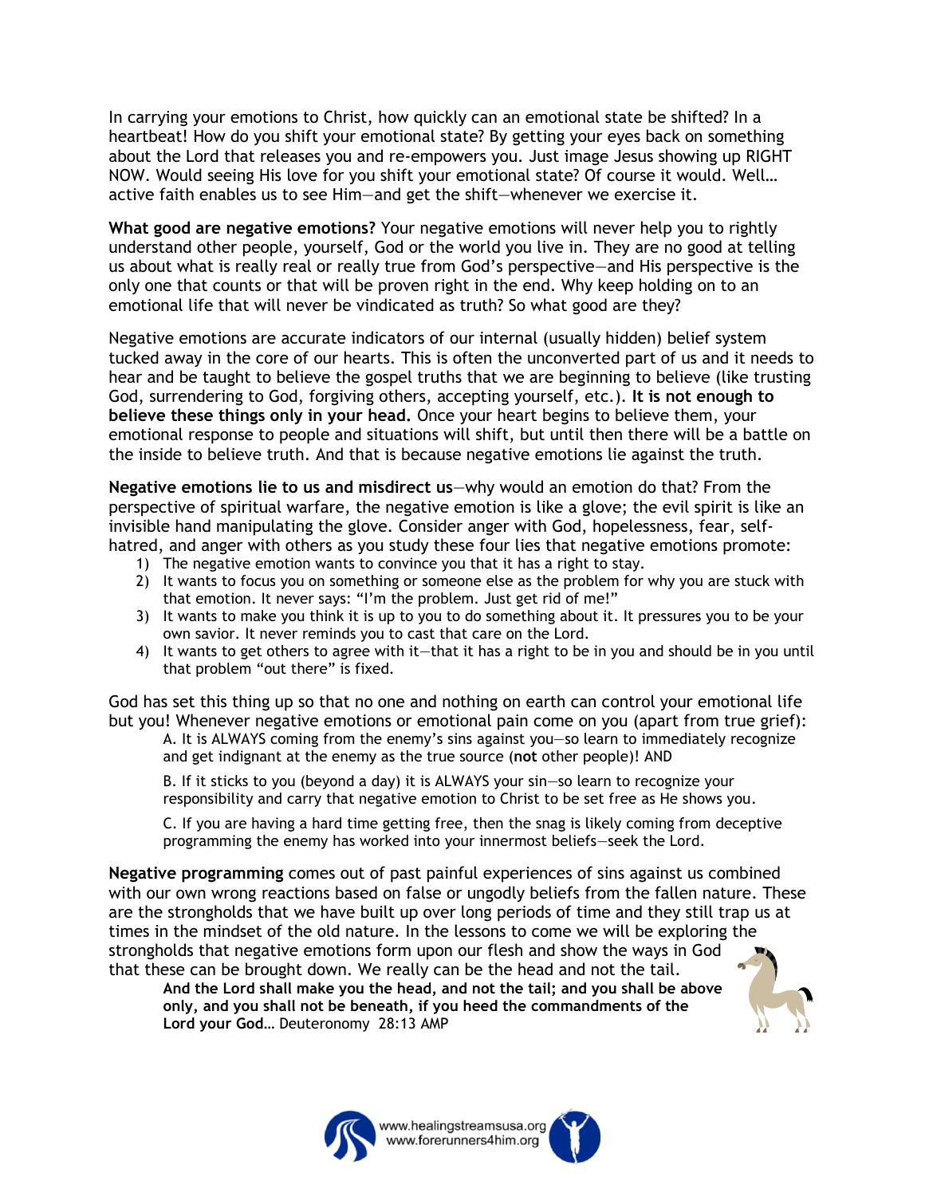In carrying your emotions to Christ, how quickly can an emotional state be shifted? In a heartbeat! How do you shift your emotional state? By getting your eyes back on something about the Lord that releases you and re-empowers you. Just image Jesus showing up RIGHT NOW. Would seeing His love for you shift your emotional state? Of course it would. Well… active faith enables us to see Him—and get the shift—whenever we exercise it.

**What good are negative emotions?** Your negative emotions will never help you to rightly understand other people, yourself, God or the world you live in. They are no good at telling us about what is really real or really true from God's perspective—and His perspective is the only one that counts or that will be proven right in the end. Why keep holding on to an emotional life that will never be vindicated as truth? So what good are they?

Negative emotions are accurate indicators of our internal (usually hidden) belief system tucked away in the core of our hearts. This is often the unconverted part of us and it needs to hear and be taught to believe the gospel truths that we are beginning to believe (like trusting God, surrendering to God, forgiving others, accepting yourself, etc.). **It is not enough to believe these things only in your head.** Once your heart begins to believe them, your emotional response to people and situations will shift, but until then there will be a battle on the inside to believe truth. And that is because negative emotions lie against the truth.

**Negative emotions lie to us and misdirect us**—why would an emotion do that? From the perspective of spiritual warfare, the negative emotion is like a glove; the evil spirit is like an invisible hand manipulating the glove. Consider anger with God, hopelessness, fear, self-hatred, and anger with others as you study these four lies that negative emotions promote:

1) The negative emotion wants to convince you that it has a right to stay.
2) It wants to focus you on something or someone else as the problem for why you are stuck with that emotion. It never says: "I'm the problem. Just get rid of me!"
3) It wants to make you think it is up to you to do something about it. It pressures you to be your own savior. It never reminds you to cast that care on the Lord.
4) It wants to get others to agree with it—that it has a right to be in you and should be in you until that problem "out there" is fixed.

God has set this thing up so that no one and nothing on earth can control your emotional life but you! Whenever negative emotions or emotional pain come on you (apart from true grief):

A. It is ALWAYS coming from the enemy's sins against you—so learn to immediately recognize and get indignant at the enemy as the true source (**not** other people)! AND

B. If it sticks to you (beyond a day) it is ALWAYS your sin—so learn to recognize your responsibility and carry that negative emotion to Christ to be set free as He shows you.

C. If you are having a hard time getting free, then the snag is likely coming from deceptive programming the enemy has worked into your innermost beliefs—seek the Lord.

**Negative programming** comes out of past painful experiences of sins against us combined with our own wrong reactions based on false or ungodly beliefs from the fallen nature. These are the strongholds that we have built up over long periods of time and they still trap us at times in the mindset of the old nature. In the lessons to come we will be exploring the strongholds that negative emotions form upon our flesh and show the ways in God that these can be brought down. We really can be the head and not the tail.

> **And the Lord shall make you the head, and not the tail; and you shall be above only, and you shall not be beneath, if you heed the commandments of the Lord your God…** Deuteronomy 28:13 AMP

www.healingstreamsusa.org
www.forerunners4him.org